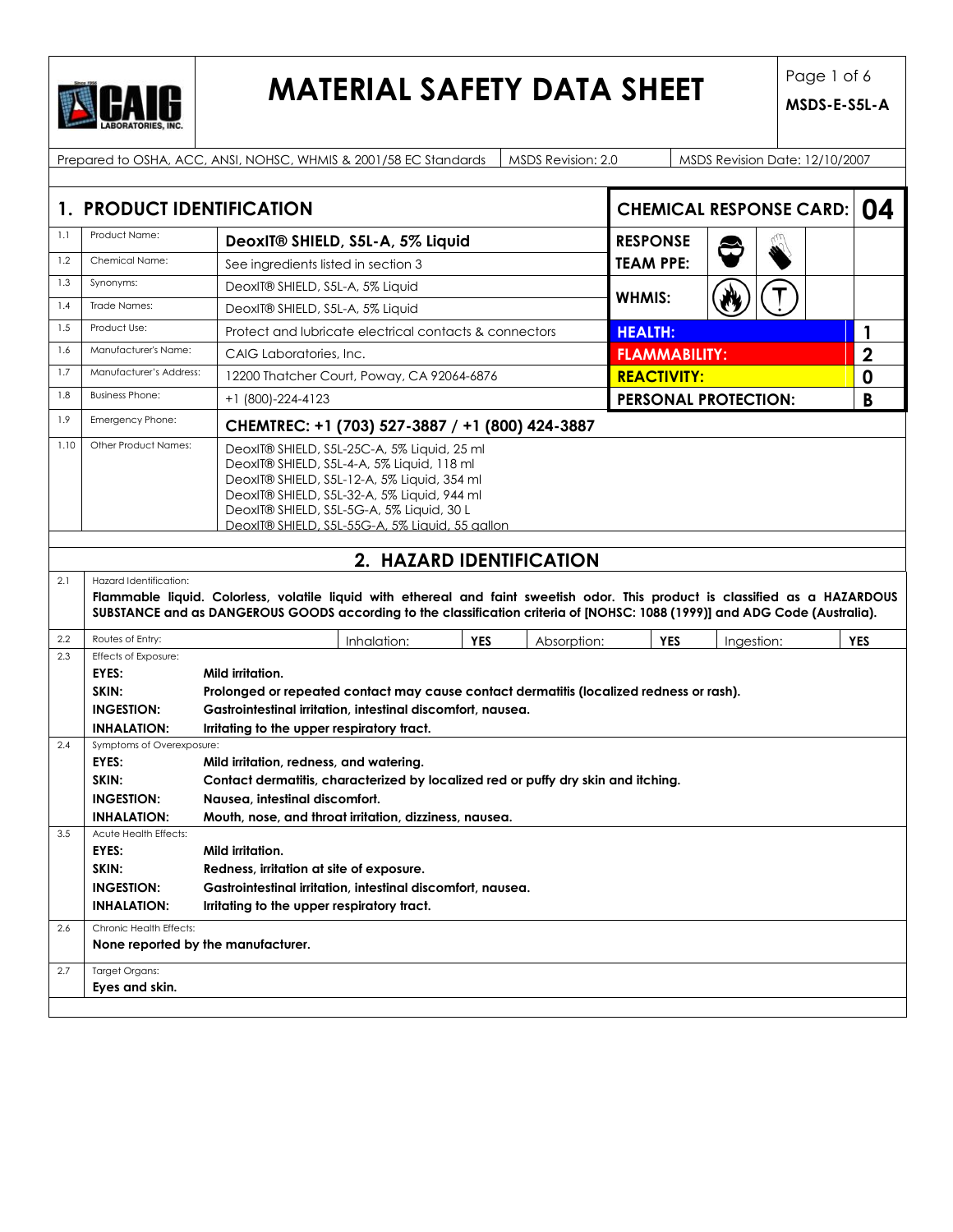# MATERIAL SAFETY DATA SHEET

MSDS-E-S5L-A

Prepared to OSHA, ACC, ANSI, NOHSC, WHMIS & 2001/58 EC Standards | MSDS Revision: 2.0 | MSDS Revision Date: 12/10/2007

## 1. PRODUCT IDENTIFICATION

| | | |
|---|---|---|
| 1.1 | Product Name: | **DeoxIT® SHIELD, S5L-A, 5% Liquid** |
| 1.2 | Chemical Name: | See ingredients listed in section 3 |
| 1.3 | Synonyms: | DeoxIT® SHIELD, S5L-A, 5% Liquid |
| 1.4 | Trade Names: | DeoxIT® SHIELD, S5L-A, 5% Liquid |
| 1.5 | Product Use: | Protect and lubricate electrical contacts & connectors |
| 1.6 | Manufacturer's Name: | CAIG Laboratories, Inc. |
| 1.7 | Manufacturer's Address: | 12200 Thatcher Court, Poway, CA 92064-6876 |
| 1.8 | Business Phone: | +1 (800)-224-4123 |
| 1.9 | Emergency Phone: | **CHEMTREC: +1 (703) 527-3887 / +1 (800) 424-3887** |
| 1.10 | Other Product Names: | DeoxIT® SHIELD, S5L-25C-A, 5% Liquid, 25 ml<br>DeoxIT® SHIELD, S5L-4-A, 5% Liquid, 118 ml<br>DeoxIT® SHIELD, S5L-12-A, 5% Liquid, 354 ml<br>DeoxIT® SHIELD, S5L-32-A, 5% Liquid, 944 ml<br>DeoxIT® SHIELD, S5L-5G-A, 5% Liquid, 30 L<br>DeoxIT® SHIELD, S5L-55G-A, 5% Liquid, 55 gallon |

| CHEMICAL RESPONSE CARD: | **04** |
|---|---|
| RESPONSE TEAM PPE: | |
| WHMIS: | |
| HEALTH: | **1** |
| FLAMMABILITY: | **2** |
| REACTIVITY: | **0** |
| PERSONAL PROTECTION: | **B** |

## 2. HAZARD IDENTIFICATION

2.1 Hazard Identification:

**Flammable liquid. Colorless, volatile liquid with ethereal and faint sweetish odor. This product is classified as a HAZARDOUS SUBSTANCE and as DANGEROUS GOODS according to the classification criteria of [NOHSC: 1088 (1999)] and ADG Code (Australia).**

| 2.2 Routes of Entry: | Inhalation: | **YES** | Absorption: | **YES** | Ingestion: | **YES** |
|---|---|---|---|---|---|---|

2.3 Effects of Exposure:

- **EYES:** **Mild irritation.**
- **SKIN:** **Prolonged or repeated contact may cause contact dermatitis (localized redness or rash).**
- **INGESTION:** **Gastrointestinal irritation, intestinal discomfort, nausea.**
- **INHALATION:** **Irritating to the upper respiratory tract.**

2.4 Symptoms of Overexposure:

- **EYES:** **Mild irritation, redness, and watering.**
- **SKIN:** **Contact dermatitis, characterized by localized red or puffy dry skin and itching.**
- **INGESTION:** **Nausea, intestinal discomfort.**
- **INHALATION:** **Mouth, nose, and throat irritation, dizziness, nausea.**

3.5 Acute Health Effects:

- **EYES:** **Mild irritation.**
- **SKIN:** **Redness, irritation at site of exposure.**
- **INGESTION:** **Gastrointestinal irritation, intestinal discomfort, nausea.**
- **INHALATION:** **Irritating to the upper respiratory tract.**

2.6 Chronic Health Effects:

**None reported by the manufacturer.**

2.7 Target Organs:

**Eyes and skin.**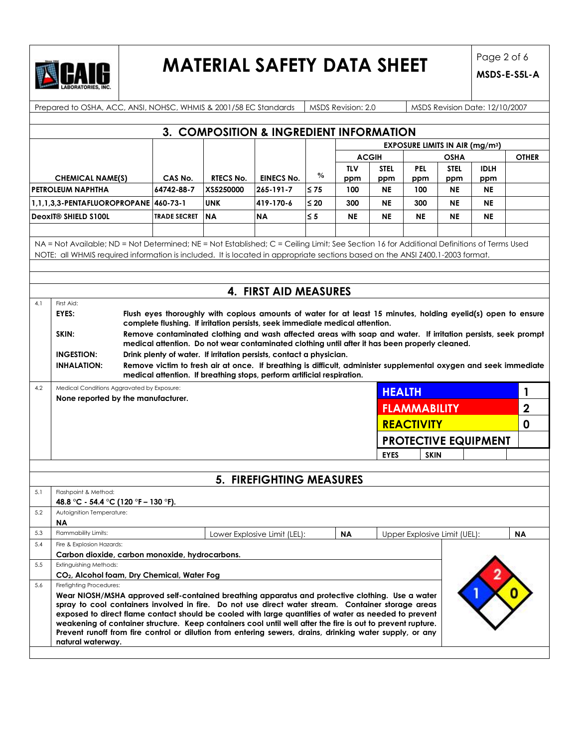# MATERIAL SAFETY DATA SHEET

**MSDS-E-S5L-A**

Prepared to OSHA, ACC, ANSI, NOHSC, WHMIS & 2001/58 EC Standards | MSDS Revision: 2.0 | MSDS Revision Date: 12/10/2007

## 3. COMPOSITION & INGREDIENT INFORMATION

| | | | | | EXPOSURE LIMITS IN AIR (mg/m³) | | | | | |
|---|---|---|---|---|---|---|---|---|---|---|
| | | | | | ACGIH | | OSHA | | | OTHER |
| CHEMICAL NAME(S) | CAS No. | RTECS No. | EINECS No. | % | TLV ppm | STEL ppm | PEL ppm | STEL ppm | IDLH ppm | |
| PETROLEUM NAPHTHA | 64742-88-7 | XS5250000 | 265-191-7 | ≤ 75 | 100 | NE | 100 | NE | NE | |
| 1,1,1,3,3-PENTAFLUOROPROPANE | 460-73-1 | UNK | 419-170-6 | ≤ 20 | 300 | NE | 300 | NE | NE | |
| DeoxIT® SHIELD S100L | TRADE SECRET | NA | NA | ≤ 5 | NE | NE | NE | NE | NE | |

NA = Not Available; ND = Not Determined; NE = Not Established; C = Ceiling Limit; See Section 16 for Additional Definitions of Terms Used

NOTE: all WHMIS required information is included. It is located in appropriate sections based on the ANSI Z400.1-2003 format.

## 4. FIRST AID MEASURES

4.1 First Aid:

**EYES:** **Flush eyes thoroughly with copious amounts of water for at least 15 minutes, holding eyelid(s) open to ensure complete flushing. If irritation persists, seek immediate medical attention.**

**SKIN:** **Remove contaminated clothing and wash affected areas with soap and water. If irritation persists, seek prompt medical attention. Do not wear contaminated clothing until after it has been properly cleaned.**

**INGESTION:** **Drink plenty of water. If irritation persists, contact a physician.**

**INHALATION:** **Remove victim to fresh air at once. If breathing is difficult, administer supplemental oxygen and seek immediate medical attention. If breathing stops, perform artificial respiration.**

4.2 Medical Conditions Aggravated by Exposure:

**None reported by the manufacturer.**

| HEALTH | 1 |
|---|---|
| FLAMMABILITY | 2 |
| REACTIVITY | 0 |
| PROTECTIVE EQUIPMENT | |
| EYES | SKIN |

## 5. FIREFIGHTING MEASURES

5.1 Flashpoint & Method:

**48.8 °C - 54.4 °C (120 °F – 130 °F).**

5.2 Autoignition Temperature:

**NA**

5.3 Flammability Limits: Lower Explosive Limit (LEL): **NA** Upper Explosive Limit (UEL): **NA**

5.4 Fire & Explosion Hazards:

**Carbon dioxide, carbon monoxide, hydrocarbons.**

5.5 Extinguishing Methods:

**$CO_2$, Alcohol foam, Dry Chemical, Water Fog**

5.6 Firefighting Procedures:

**Wear NIOSH/MSHA approved self-contained breathing apparatus and protective clothing. Use a water spray to cool containers involved in fire. Do not use direct water stream. Container storage areas exposed to direct flame contact should be cooled with large quantities of water as needed to prevent weakening of container structure. Keep containers cool until well after the fire is out to prevent rupture. Prevent runoff from fire control or dilution from entering sewers, drains, drinking water supply, or any natural waterway.**

NFPA: Health 1, Flammability 2, Reactivity 0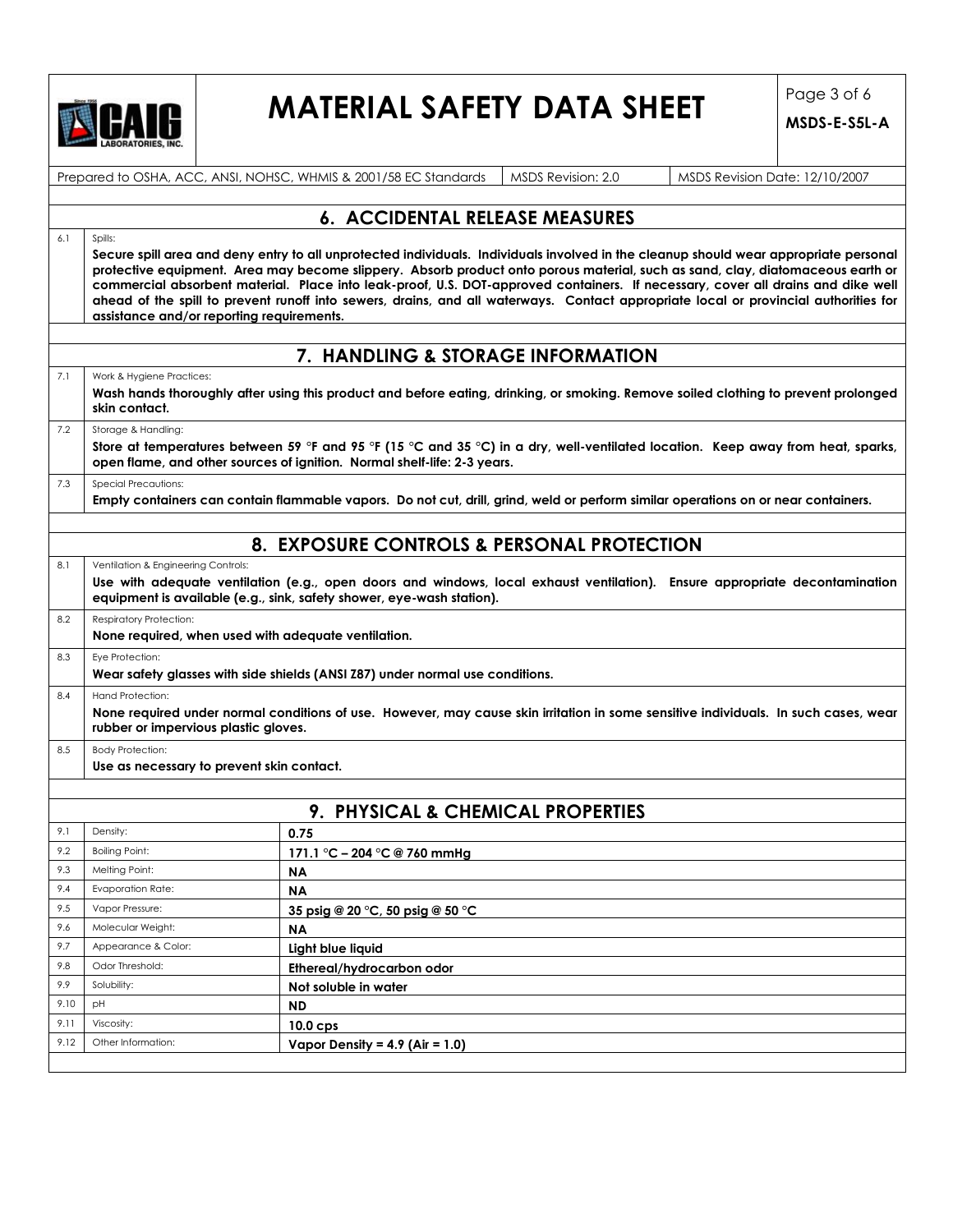## 6. ACCIDENTAL RELEASE MEASURES

6.1 Spills:

**Secure spill area and deny entry to all unprotected individuals. Individuals involved in the cleanup should wear appropriate personal protective equipment. Area may become slippery. Absorb product onto porous material, such as sand, clay, diatomaceous earth or commercial absorbent material. Place into leak-proof, U.S. DOT-approved containers. If necessary, cover all drains and dike well ahead of the spill to prevent runoff into sewers, drains, and all waterways. Contact appropriate local or provincial authorities for assistance and/or reporting requirements.**

## 7. HANDLING & STORAGE INFORMATION

7.1 Work & Hygiene Practices:

**Wash hands thoroughly after using this product and before eating, drinking, or smoking. Remove soiled clothing to prevent prolonged skin contact.**

7.2 Storage & Handling:

**Store at temperatures between 59 °F and 95 °F (15 °C and 35 °C) in a dry, well-ventilated location. Keep away from heat, sparks, open flame, and other sources of ignition. Normal shelf-life: 2-3 years.**

7.3 Special Precautions:

**Empty containers can contain flammable vapors. Do not cut, drill, grind, weld or perform similar operations on or near containers.**

## 8. EXPOSURE CONTROLS & PERSONAL PROTECTION

8.1 Ventilation & Engineering Controls:

**Use with adequate ventilation (e.g., open doors and windows, local exhaust ventilation). Ensure appropriate decontamination equipment is available (e.g., sink, safety shower, eye-wash station).**

8.2 Respiratory Protection:

**None required, when used with adequate ventilation.**

8.3 Eye Protection:

**Wear safety glasses with side shields (ANSI Z87) under normal use conditions.**

8.4 Hand Protection:

**None required under normal conditions of use. However, may cause skin irritation in some sensitive individuals. In such cases, wear rubber or impervious plastic gloves.**

8.5 Body Protection:

**Use as necessary to prevent skin contact.**

## 9. PHYSICAL & CHEMICAL PROPERTIES

| | Property | Value |
|---|---|---|
| 9.1 | Density: | **0.75** |
| 9.2 | Boiling Point: | **171.1 °C – 204 °C @ 760 mmHg** |
| 9.3 | Melting Point: | **NA** |
| 9.4 | Evaporation Rate: | **NA** |
| 9.5 | Vapor Pressure: | **35 psig @ 20 °C, 50 psig @ 50 °C** |
| 9.6 | Molecular Weight: | **NA** |
| 9.7 | Appearance & Color: | **Light blue liquid** |
| 9.8 | Odor Threshold: | **Ethereal/hydrocarbon odor** |
| 9.9 | Solubility: | **Not soluble in water** |
| 9.10 | pH | **ND** |
| 9.11 | Viscosity: | **10.0 cps** |
| 9.12 | Other Information: | **Vapor Density = 4.9 (Air = 1.0)** |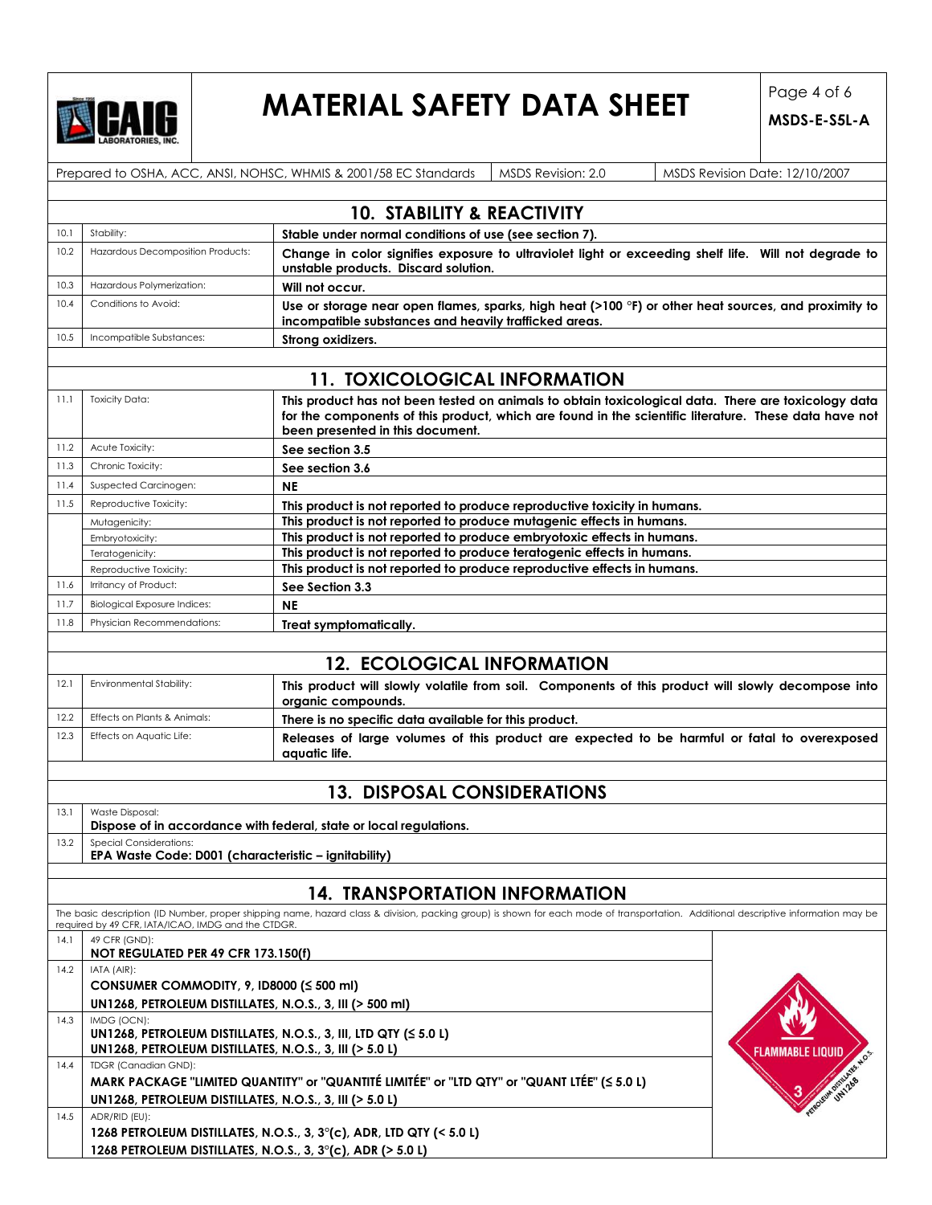Prepared to OSHA, ACC, ANSI, NOHSC, WHMIS & 2001/58 EC Standards | MSDS Revision: 2.0 | MSDS Revision Date: 12/10/2007

## 10. STABILITY & REACTIVITY

| | | |
|---|---|---|
| 10.1 | Stability: | **Stable under normal conditions of use (see section 7).** |
| 10.2 | Hazardous Decomposition Products: | **Change in color signifies exposure to ultraviolet light or exceeding shelf life. Will not degrade to unstable products. Discard solution.** |
| 10.3 | Hazardous Polymerization: | **Will not occur.** |
| 10.4 | Conditions to Avoid: | **Use or storage near open flames, sparks, high heat (>100 °F) or other heat sources, and proximity to incompatible substances and heavily trafficked areas.** |
| 10.5 | Incompatible Substances: | **Strong oxidizers.** |

## 11. TOXICOLOGICAL INFORMATION

| | | |
|---|---|---|
| 11.1 | Toxicity Data: | **This product has not been tested on animals to obtain toxicological data. There are toxicology data for the components of this product, which are found in the scientific literature. These data have not been presented in this document.** |
| 11.2 | Acute Toxicity: | **See section 3.5** |
| 11.3 | Chronic Toxicity: | **See section 3.6** |
| 11.4 | Suspected Carcinogen: | **NE** |
| 11.5 | Reproductive Toxicity: | **This product is not reported to produce reproductive toxicity in humans.** |
| | Mutagenicity: | **This product is not reported to produce mutagenic effects in humans.** |
| | Embryotoxicity: | **This product is not reported to produce embryotoxic effects in humans.** |
| | Teratogenicity: | **This product is not reported to produce teratogenic effects in humans.** |
| | Reproductive Toxicity: | **This product is not reported to produce reproductive effects in humans.** |
| 11.6 | Irritancy of Product: | **See Section 3.3** |
| 11.7 | Biological Exposure Indices: | **NE** |
| 11.8 | Physician Recommendations: | **Treat symptomatically.** |

## 12. ECOLOGICAL INFORMATION

| | | |
|---|---|---|
| 12.1 | Environmental Stability: | **This product will slowly volatile from soil. Components of this product will slowly decompose into organic compounds.** |
| 12.2 | Effects on Plants & Animals: | **There is no specific data available for this product.** |
| 12.3 | Effects on Aquatic Life: | **Releases of large volumes of this product are expected to be harmful or fatal to overexposed aquatic life.** |

## 13. DISPOSAL CONSIDERATIONS

| | |
|---|---|
| 13.1 | Waste Disposal:<br>**Dispose of in accordance with federal, state or local regulations.** |
| 13.2 | Special Considerations:<br>**EPA Waste Code: D001 (characteristic – ignitability)** |

## 14. TRANSPORTATION INFORMATION

The basic description (ID Number, proper shipping name, hazard class & division, packing group) is shown for each mode of transportation. Additional descriptive information may be required by 49 CFR, IATA/ICAO, IMDG and the CTDGR.

| | |
|---|---|
| 14.1 | 49 CFR (GND):<br>**NOT REGULATED PER 49 CFR 173.150(f)** |
| 14.2 | IATA (AIR):<br>**CONSUMER COMMODITY, 9, ID8000 (≤ 500 ml)**<br>**UN1268, PETROLEUM DISTILLATES, N.O.S., 3, III (> 500 ml)** |
| 14.3 | IMDG (OCN):<br>**UN1268, PETROLEUM DISTILLATES, N.O.S., 3, III, LTD QTY (≤ 5.0 L)**<br>**UN1268, PETROLEUM DISTILLATES, N.O.S., 3, III (> 5.0 L)** |
| 14.4 | TDGR (Canadian GND):<br>**MARK PACKAGE "LIMITED QUANTITY" or "QUANTITÉ LIMITÉE" or "LTD QTY" or "QUANT LTÉE" (≤ 5.0 L)**<br>**UN1268, PETROLEUM DISTILLATES, N.O.S., 3, III (> 5.0 L)** |
| 14.5 | ADR/RID (EU):<br>**1268 PETROLEUM DISTILLATES, N.O.S., 3, 3°(c), ADR, LTD QTY (< 5.0 L)**<br>**1268 PETROLEUM DISTILLATES, N.O.S., 3, 3°(c), ADR (> 5.0 L)** |

FLAMMABLE LIQUID 3 — PETROLEUM DISTILLATES, N.O.S. UN1268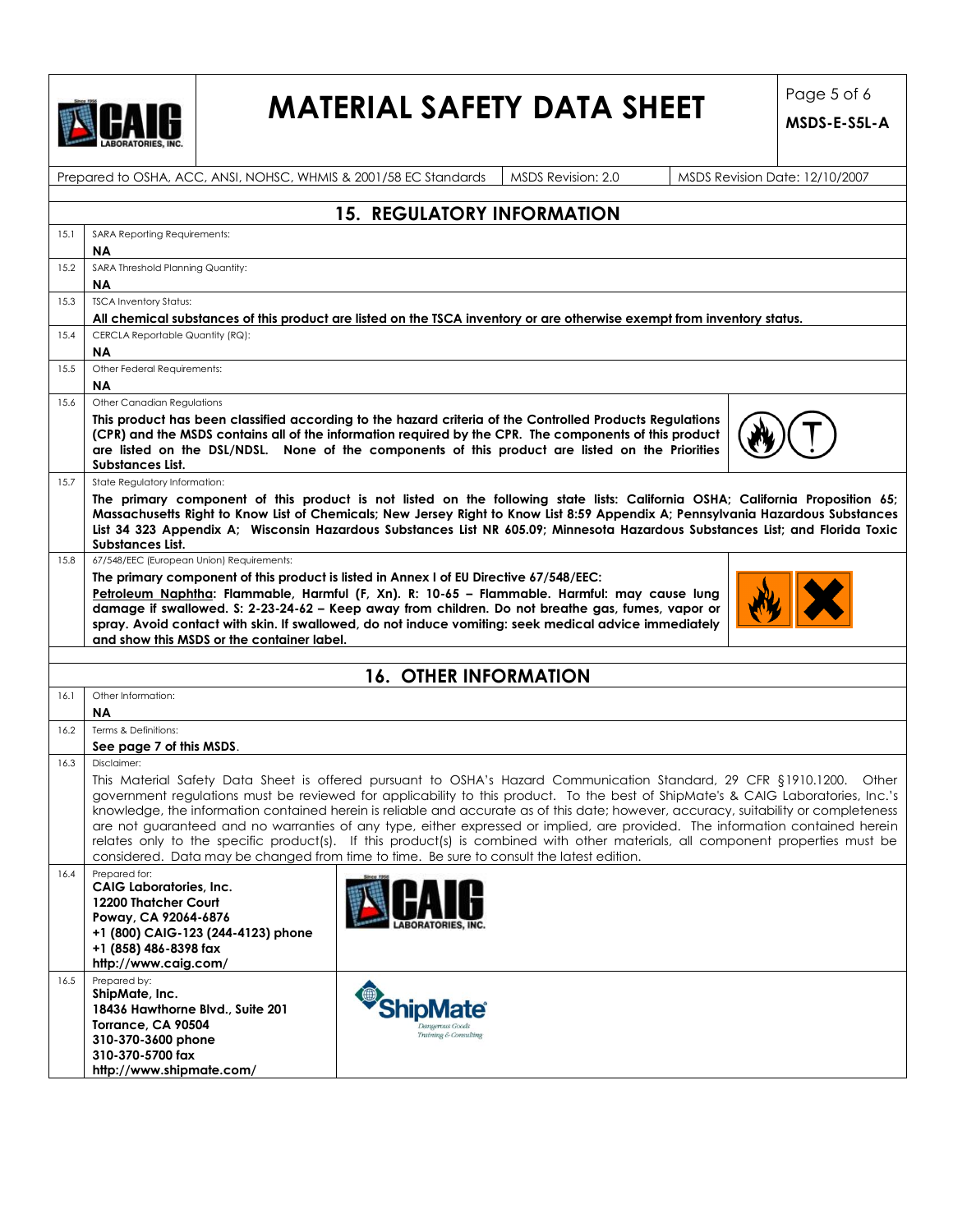Prepared to OSHA, ACC, ANSI, NOHSC, WHMIS & 2001/58 EC Standards | MSDS Revision: 2.0 | MSDS Revision Date: 12/10/2007

## 15. REGULATORY INFORMATION

**15.1** SARA Reporting Requirements:
**NA**

**15.2** SARA Threshold Planning Quantity:
**NA**

**15.3** TSCA Inventory Status:
**All chemical substances of this product are listed on the TSCA inventory or are otherwise exempt from inventory status.**

**15.4** CERCLA Reportable Quantity (RQ):
**NA**

**15.5** Other Federal Requirements:
**NA**

**15.6** Other Canadian Regulations
**This product has been classified according to the hazard criteria of the Controlled Products Regulations (CPR) and the MSDS contains all of the information required by the CPR. The components of this product are listed on the DSL/NDSL. None of the components of this product are listed on the Priorities Substances List.**

**15.7** State Regulatory Information:
**The primary component of this product is not listed on the following state lists: California OSHA; California Proposition 65; Massachusetts Right to Know List of Chemicals; New Jersey Right to Know List 8:59 Appendix A; Pennsylvania Hazardous Substances List 34 323 Appendix A; Wisconsin Hazardous Substances List NR 605.09; Minnesota Hazardous Substances List; and Florida Toxic Substances List.**

**15.8** 67/548/EEC (European Union) Requirements:
**The primary component of this product is listed in Annex I of EU Directive 67/548/EEC:**
**Petroleum Naphtha: Flammable, Harmful (F, Xn). R: 10-65 – Flammable. Harmful: may cause lung damage if swallowed. S: 2-23-24-62 – Keep away from children. Do not breathe gas, fumes, vapor or spray. Avoid contact with skin. If swallowed, do not induce vomiting: seek medical advice immediately and show this MSDS or the container label.**

## 16. OTHER INFORMATION

**16.1** Other Information:
**NA**

**16.2** Terms & Definitions:
**See page 7 of this MSDS.**

**16.3** Disclaimer:
This Material Safety Data Sheet is offered pursuant to OSHA's Hazard Communication Standard, 29 CFR §1910.1200. Other government regulations must be reviewed for applicability to this product. To the best of ShipMate's & CAIG Laboratories, Inc.'s knowledge, the information contained herein is reliable and accurate as of this date; however, accuracy, suitability or completeness are not guaranteed and no warranties of any type, either expressed or implied, are provided. The information contained herein relates only to the specific product(s). If this product(s) is combined with other materials, all component properties must be considered. Data may be changed from time to time. Be sure to consult the latest edition.

**16.4** Prepared for:
**CAIG Laboratories, Inc.**
**12200 Thatcher Court**
**Poway, CA 92064-6876**
**+1 (800) CAIG-123 (244-4123) phone**
**+1 (858) 486-8398 fax**
**http://www.caig.com/**

**16.5** Prepared by:
**ShipMate, Inc.**
**18436 Hawthorne Blvd., Suite 201**
**Torrance, CA 90504**
**310-370-3600 phone**
**310-370-5700 fax**
**http://www.shipmate.com/**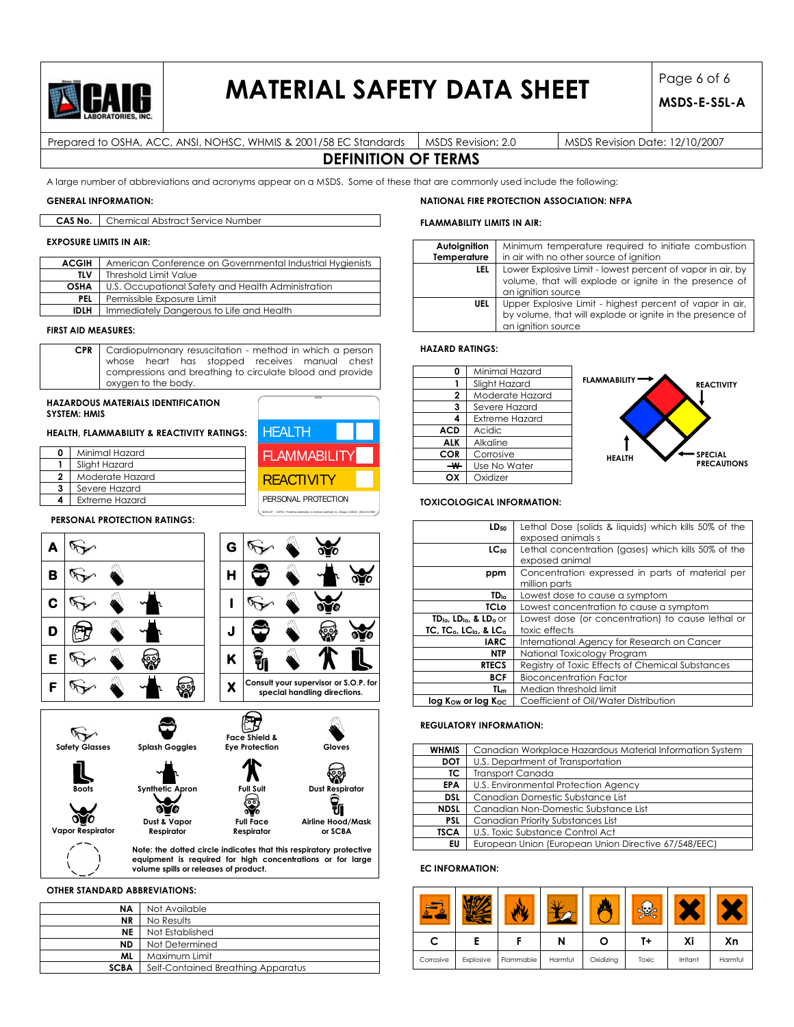# MATERIAL SAFETY DATA SHEET

MSDS-E-S5L-A

Prepared to OSHA, ACC, ANSI, NOHSC, WHMIS & 2001/58 EC Standards | MSDS Revision: 2.0 | MSDS Revision Date: 12/10/2007

## DEFINITION OF TERMS

A large number of abbreviations and acronyms appear on a MSDS. Some of these that are commonly used include the following:

### GENERAL INFORMATION:

| | |
|---|---|
| **CAS No.** | Chemical Abstract Service Number |

### EXPOSURE LIMITS IN AIR:

| | |
|---|---|
| **ACGIH** | American Conference on Governmental Industrial Hygienists |
| **TLV** | Threshold Limit Value |
| **OSHA** | U.S. Occupational Safety and Health Administration |
| **PEL** | Permissible Exposure Limit |
| **IDLH** | Immediately Dangerous to Life and Health |

### FIRST AID MEASURES:

| | |
|---|---|
| **CPR** | Cardiopulmonary resuscitation - method in which a person whose heart has stopped receives manual chest compressions and breathing to circulate blood and provide oxygen to the body. |

### HAZARDOUS MATERIALS IDENTIFICATION SYSTEM: HMIS

### HEALTH, FLAMMABILITY & REACTIVITY RATINGS:

| | |
|---|---|
| **0** | Minimal Hazard |
| **1** | Slight Hazard |
| **2** | Moderate Hazard |
| **3** | Severe Hazard |
| **4** | Extreme Hazard |

HEALTH
FLAMMABILITY
REACTIVITY
PERSONAL PROTECTION

### PERSONAL PROTECTION RATINGS:

A, B, C, D, E, F, G, H, I, J, K
X — Consult your supervisor or S.O.P. for special handling directions.

Safety Glasses, Splash Goggles, Face Shield & Eye Protection, Gloves, Boots, Synthetic Apron, Full Suit, Dust Respirator, Vapor Respirator, Dust & Vapor Respirator, Full Face Respirator, Airline Hood/Mask or SCBA

Note: the dotted circle indicates that this respiratory protective equipment is required for high concentrations or for large volume spills or releases of product.

### OTHER STANDARD ABBREVIATIONS:

| | |
|---|---|
| **NA** | Not Available |
| **NR** | No Results |
| **NE** | Not Established |
| **ND** | Not Determined |
| **ML** | Maximum Limit |
| **SCBA** | Self-Contained Breathing Apparatus |

### NATIONAL FIRE PROTECTION ASSOCIATION: NFPA

### FLAMMABILITY LIMITS IN AIR:

| | |
|---|---|
| **Autoignition Temperature** | Minimum temperature required to initiate combustion in air with no other source of ignition |
| **LEL** | Lower Explosive Limit - lowest percent of vapor in air, by volume, that will explode or ignite in the presence of an ignition source |
| **UEL** | Upper Explosive Limit - highest percent of vapor in air, by volume, that will explode or ignite in the presence of an ignition source |

### HAZARD RATINGS:

| | |
|---|---|
| **0** | Minimal Hazard |
| **1** | Slight Hazard |
| **2** | Moderate Hazard |
| **3** | Severe Hazard |
| **4** | Extreme Hazard |
| **ACD** | Acidic |
| **ALK** | Alkaline |
| **COR** | Corrosive |
| **~~W~~** | Use No Water |
| **OX** | Oxidizer |

FLAMMABILITY
REACTIVITY
HEALTH
SPECIAL PRECAUTIONS

### TOXICOLOGICAL INFORMATION:

| | |
|---|---|
| **$LD_{50}$** | Lethal Dose (solids & liquids) which kills 50% of the exposed animals s |
| **$LC_{50}$** | Lethal concentration (gases) which kills 50% of the exposed animal |
| **ppm** | Concentration expressed in parts of material per million parts |
| **$TD_{lo}$** | Lowest dose to cause a symptom |
| **TCLo** | Lowest concentration to cause a symptom |
| **$TD_{lo}$, $LD_{lo}$, & $LD_o$ or TC, $TC_o$, $LC_{lo}$, & $LC_o$** | Lowest dose (or concentration) to cause lethal or toxic effects |
| **IARC** | International Agency for Research on Cancer |
| **NTP** | National Toxicology Program |
| **RTECS** | Registry of Toxic Effects of Chemical Substances |
| **BCF** | Bioconcentration Factor |
| **$TL_m$** | Median threshold limit |
| **log $K_{OW}$ or log $K_{OC}$** | Coefficient of Oil/Water Distribution |

### REGULATORY INFORMATION:

| | |
|---|---|
| **WHMIS** | Canadian Workplace Hazardous Material Information System |
| **DOT** | U.S. Department of Transportation |
| **TC** | Transport Canada |
| **EPA** | U.S. Environmental Protection Agency |
| **DSL** | Canadian Domestic Substance List |
| **NDSL** | Canadian Non-Domestic Substance List |
| **PSL** | Canadian Priority Substances List |
| **TSCA** | U.S. Toxic Substance Control Act |
| **EU** | European Union (European Union Directive 67/548/EEC) |

### EC INFORMATION:

| C | E | F | N | O | T+ | Xi | Xn |
|---|---|---|---|---|---|---|---|
| Corrosive | Explosive | Flammable | Harmful | Oxidizing | Toxic | Irritant | Harmful |